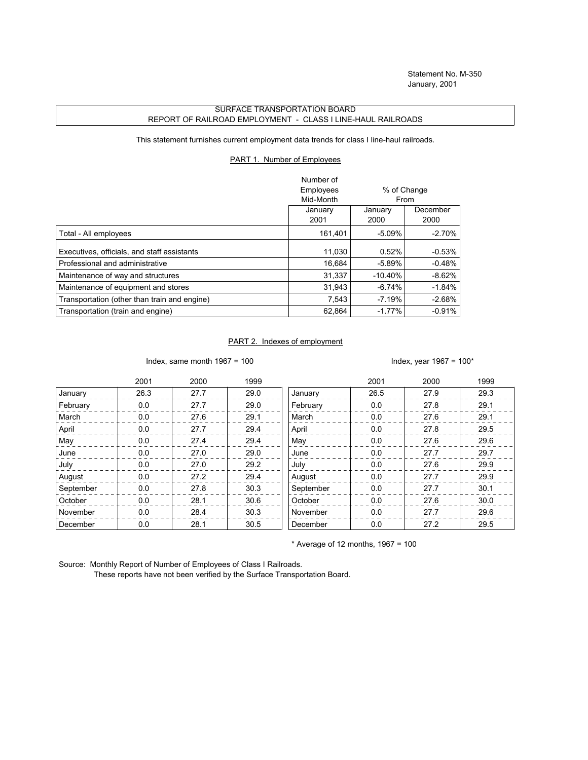Statement No. M-350
January, 2001

# SURFACE TRANSPORTATION BOARD
## REPORT OF RAILROAD EMPLOYMENT - CLASS I LINE-HAUL RAILROADS

This statement furnishes current employment data trends for class I line-haul railroads.

### PART 1. Number of Employees

| | Number of Employees Mid-Month | % of Change From | |
|---|---|---|---|
| | January 2001 | January 2000 | December 2000 |
| Total - All employees | 161,401 | -5.09% | -2.70% |
| Executives, officials, and staff assistants | 11,030 | 0.52% | -0.53% |
| Professional and administrative | 16,684 | -5.89% | -0.48% |
| Maintenance of way and structures | 31,337 | -10.40% | -8.62% |
| Maintenance of equipment and stores | 31,943 | -6.74% | -1.84% |
| Transportation (other than train and engine) | 7,543 | -7.19% | -2.68% |
| Transportation (train and engine) | 62,864 | -1.77% | -0.91% |

### PART 2. Indexes of employment

Index, same month 1967 = 100

| | 2001 | 2000 | 1999 |
|---|---|---|---|
| January | 26.3 | 27.7 | 29.0 |
| February | 0.0 | 27.7 | 29.0 |
| March | 0.0 | 27.6 | 29.1 |
| April | 0.0 | 27.7 | 29.4 |
| May | 0.0 | 27.4 | 29.4 |
| June | 0.0 | 27.0 | 29.0 |
| July | 0.0 | 27.0 | 29.2 |
| August | 0.0 | 27.2 | 29.4 |
| September | 0.0 | 27.8 | 30.3 |
| October | 0.0 | 28.1 | 30.6 |
| November | 0.0 | 28.4 | 30.3 |
| December | 0.0 | 28.1 | 30.5 |

Index, year 1967 = 100*

| | 2001 | 2000 | 1999 |
|---|---|---|---|
| January | 26.5 | 27.9 | 29.3 |
| February | 0.0 | 27.8 | 29.1 |
| March | 0.0 | 27.6 | 29.1 |
| April | 0.0 | 27.8 | 29.5 |
| May | 0.0 | 27.6 | 29.6 |
| June | 0.0 | 27.7 | 29.7 |
| July | 0.0 | 27.6 | 29.9 |
| August | 0.0 | 27.7 | 29.9 |
| September | 0.0 | 27.7 | 30.1 |
| October | 0.0 | 27.6 | 30.0 |
| November | 0.0 | 27.7 | 29.6 |
| December | 0.0 | 27.2 | 29.5 |

\* Average of 12 months, 1967 = 100

Source: Monthly Report of Number of Employees of Class I Railroads.
These reports have not been verified by the Surface Transportation Board.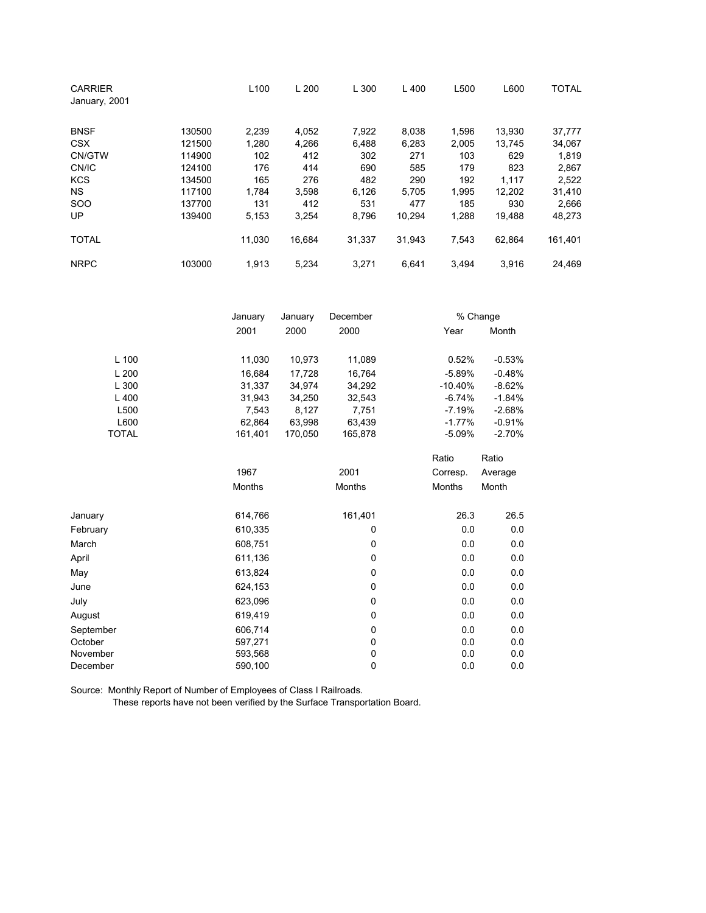| CARRIER January, 2001 | | L100 | L 200 | L 300 | L 400 | L500 | L600 | TOTAL |
|---|---|---|---|---|---|---|---|---|
| BNSF | 130500 | 2,239 | 4,052 | 7,922 | 8,038 | 1,596 | 13,930 | 37,777 |
| CSX | 121500 | 1,280 | 4,266 | 6,488 | 6,283 | 2,005 | 13,745 | 34,067 |
| CN/GTW | 114900 | 102 | 412 | 302 | 271 | 103 | 629 | 1,819 |
| CN/IC | 124100 | 176 | 414 | 690 | 585 | 179 | 823 | 2,867 |
| KCS | 134500 | 165 | 276 | 482 | 290 | 192 | 1,117 | 2,522 |
| NS | 117100 | 1,784 | 3,598 | 6,126 | 5,705 | 1,995 | 12,202 | 31,410 |
| SOO | 137700 | 131 | 412 | 531 | 477 | 185 | 930 | 2,666 |
| UP | 139400 | 5,153 | 3,254 | 8,796 | 10,294 | 1,288 | 19,488 | 48,273 |
| TOTAL | | 11,030 | 16,684 | 31,337 | 31,943 | 7,543 | 62,864 | 161,401 |
| NRPC | 103000 | 1,913 | 5,234 | 3,271 | 6,641 | 3,494 | 3,916 | 24,469 |

| | January 2001 | January 2000 | December 2000 | % Change Year | % Change Month |
|---|---|---|---|---|---|
| L 100 | 11,030 | 10,973 | 11,089 | 0.52% | -0.53% |
| L 200 | 16,684 | 17,728 | 16,764 | -5.89% | -0.48% |
| L 300 | 31,337 | 34,974 | 34,292 | -10.40% | -8.62% |
| L 400 | 31,943 | 34,250 | 32,543 | -6.74% | -1.84% |
| L500 | 7,543 | 8,127 | 7,751 | -7.19% | -2.68% |
| L600 | 62,864 | 63,998 | 63,439 | -1.77% | -0.91% |
| TOTAL | 161,401 | 170,050 | 165,878 | -5.09% | -2.70% |

| | 1967 Months | 2001 Months | Ratio Corresp. Months | Ratio Average Month |
|---|---|---|---|---|
| January | 614,766 | 161,401 | 26.3 | 26.5 |
| February | 610,335 | 0 | 0.0 | 0.0 |
| March | 608,751 | 0 | 0.0 | 0.0 |
| April | 611,136 | 0 | 0.0 | 0.0 |
| May | 613,824 | 0 | 0.0 | 0.0 |
| June | 624,153 | 0 | 0.0 | 0.0 |
| July | 623,096 | 0 | 0.0 | 0.0 |
| August | 619,419 | 0 | 0.0 | 0.0 |
| September | 606,714 | 0 | 0.0 | 0.0 |
| October | 597,271 | 0 | 0.0 | 0.0 |
| November | 593,568 | 0 | 0.0 | 0.0 |
| December | 590,100 | 0 | 0.0 | 0.0 |

Source: Monthly Report of Number of Employees of Class I Railroads.
These reports have not been verified by the Surface Transportation Board.